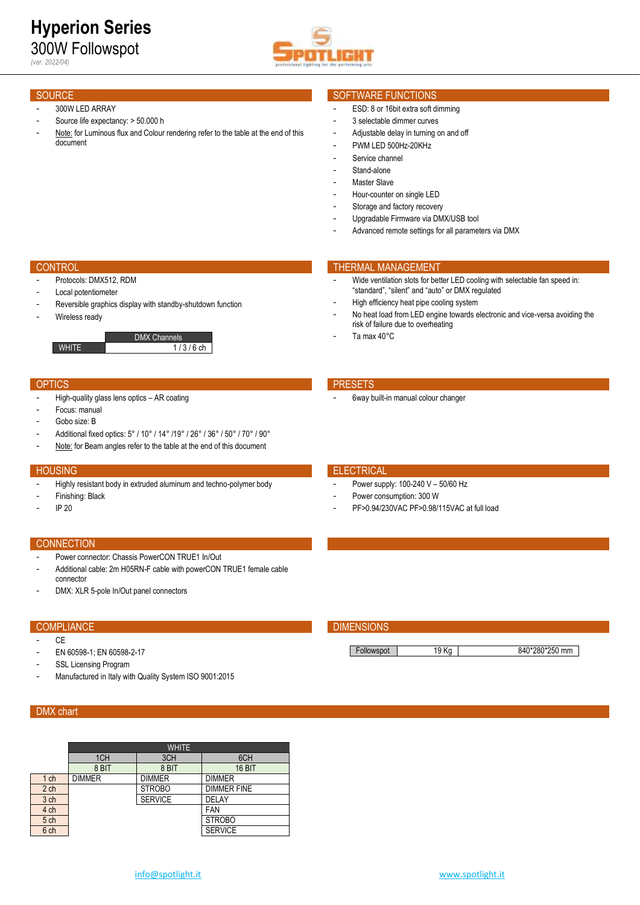# Hyperion Series

## 300W Followspot

*(ver. 2022/04)*

## SOURCE

- 300W LED ARRAY
- Source life expectancy: > 50.000 h
- Note: for Luminous flux and Colour rendering refer to the table at the end of this document

## SOFTWARE FUNCTIONS

- ESD: 8 or 16bit extra soft dimming
- 3 selectable dimmer curves
- Adjustable delay in turning on and off
- PWM LED 500Hz-20KHz
- Service channel
- Stand-alone
- Master Slave
- Hour-counter on single LED
- Storage and factory recovery
- Upgradable Firmware via DMX/USB tool
- Advanced remote settings for all parameters via DMX

## CONTROL

- Protocols: DMX512, RDM
- Local potentiometer
- Reversible graphics display with standby-shutdown function
- Wireless ready

| | DMX Channels |
|---|---|
| WHITE | 1 / 3 / 6 ch |

## THERMAL MANAGEMENT

- Wide ventilation slots for better LED cooling with selectable fan speed in: "standard", "silent" and "auto" or DMX regulated
- High efficiency heat pipe cooling system
- No heat load from LED engine towards electronic and vice-versa avoiding the risk of failure due to overheating
- Ta max 40°C

## OPTICS

- High-quality glass lens optics – AR coating
- Focus: manual
- Gobo size: B
- Additional fixed optics: 5° / 10° / 14° /19° / 26° / 36° / 50° / 70° / 90°
- Note: for Beam angles refer to the table at the end of this document

## PRESETS

- 6way built-in manual colour changer

## HOUSING

- Highly resistant body in extruded aluminum and techno-polymer body
- Finishing: Black
- IP 20

## ELECTRICAL

- Power supply: 100-240 V – 50/60 Hz
- Power consumption: 300 W
- PF>0.94/230VAC PF>0.98/115VAC at full load

## CONNECTION

- Power connector: Chassis PowerCON TRUE1 In/Out
- Additional cable: 2m H05RN-F cable with powerCON TRUE1 female cable connector
- DMX: XLR 5-pole In/Out panel connectors

## COMPLIANCE

- CE
- EN 60598-1; EN 60598-2-17
- SSL Licensing Program
- Manufactured in Italy with Quality System ISO 9001:2015

## DIMENSIONS

| Followspot | 19 Kg | 840*280*250 mm |
|---|---|---|

## DMX chart

| | WHITE | | |
|---|---|---|---|
| | 1CH | 3CH | 6CH |
| | 8 BIT | 8 BIT | 16 BIT |
| 1 ch | DIMMER | DIMMER | DIMMER |
| 2 ch | | STROBO | DIMMER FINE |
| 3 ch | | SERVICE | DELAY |
| 4 ch | | | FAN |
| 5 ch | | | STROBO |
| 6 ch | | | SERVICE |

info@spotlight.it  www.spotlight.it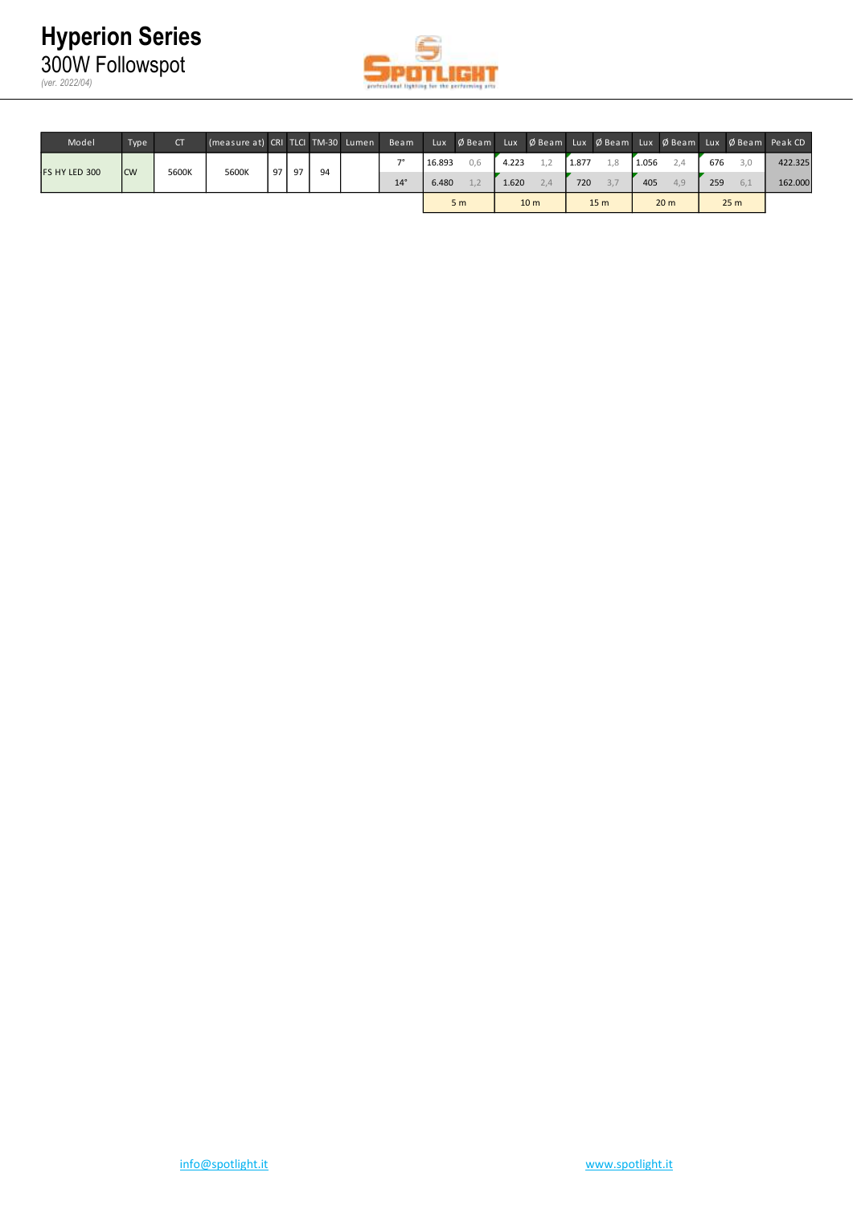# Hyperion Series

## 300W Followspot

*(ver. 2022/04)*

| Model | Type | CT | (measure at) | CRI | TLCI | TM-30 | Lumen | Beam | Lux | Ø Beam | Lux | Ø Beam | Lux | Ø Beam | Lux | Ø Beam | Lux | Ø Beam | Peak CD |
|---|---|---|---|---|---|---|---|---|---|---|---|---|---|---|---|---|---|---|---|
| FS HY LED 300 | CW | 5600K | 5600K | 97 | 97 | 94 | | 7° | 16.893 | 0,6 | 4.223 | 1,2 | 1.877 | 1,8 | 1.056 | 2,4 | 676 | 3,0 | 422.325 |
| | | | | | | | | 14° | 6.480 | 1,2 | 1.620 | 2,4 | 720 | 3,7 | 405 | 4,9 | 259 | 6,1 | 162.000 |
| | | | | | | | | | 5 m | | 10 m | | 15 m | | 20 m | | 25 m | | |

info@spotlight.it www.spotlight.it